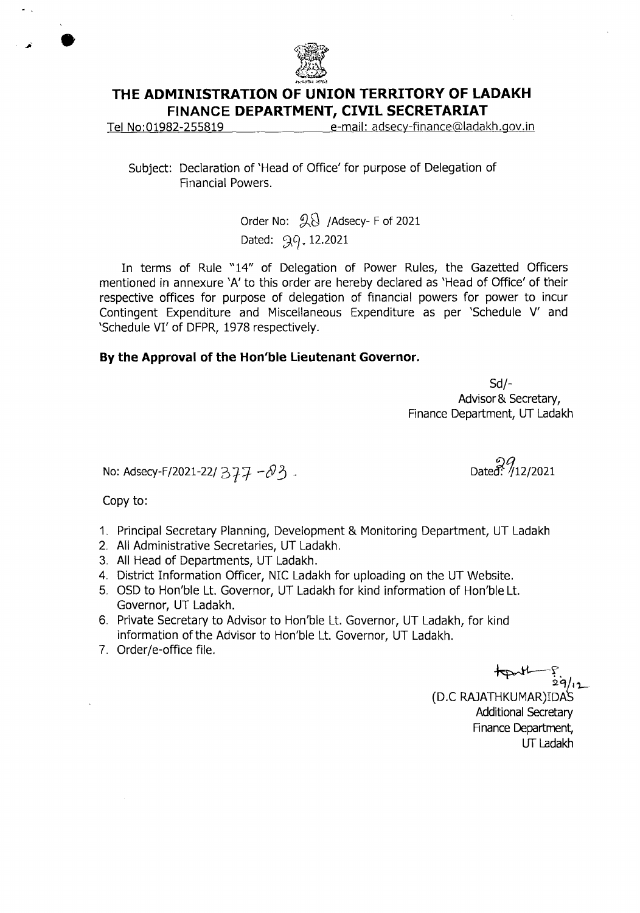# THE ADMINISTRATION OF UNION TERRITORY OF LADAKH
## FINANCE DEPARTMENT, CIVIL SECRETARIAT

Tel No:01982-255819 e-mail: adsecy-finance@ladakh.gov.in

Subject: Declaration of 'Head of Office' for purpose of Delegation of Financial Powers.

Order No: 28 /Adsecy- F of 2021
Dated: 29. 12.2021

In terms of Rule "14" of Delegation of Power Rules, the Gazetted Officers mentioned in annexure 'A' to this order are hereby declared as 'Head of Office' of their respective offices for purpose of delegation of financial powers for power to incur Contingent Expenditure and Miscellaneous Expenditure as per 'Schedule V' and 'Schedule VI' of DFPR, 1978 respectively.

**By the Approval of the Hon'ble Lieutenant Governor.**

Sd/-
Advisor & Secretary,
Finance Department, UT Ladakh

No: Adsecy-F/2021-22/ 377 -83 .

Dated: 29/12/2021

Copy to:

1. Principal Secretary Planning, Development & Monitoring Department, UT Ladakh
2. All Administrative Secretaries, UT Ladakh.
3. All Head of Departments, UT Ladakh.
4. District Information Officer, NIC Ladakh for uploading on the UT Website.
5. OSD to Hon'ble Lt. Governor, UT Ladakh for kind information of Hon'ble Lt. Governor, UT Ladakh.
6. Private Secretary to Advisor to Hon'ble Lt. Governor, UT Ladakh, for kind information of the Advisor to Hon'ble Lt. Governor, UT Ladakh.
7. Order/e-office file.

Sd/- 29/12
(D.C RAJATHKUMAR)IDAS
Additional Secretary
Finance Department,
UT Ladakh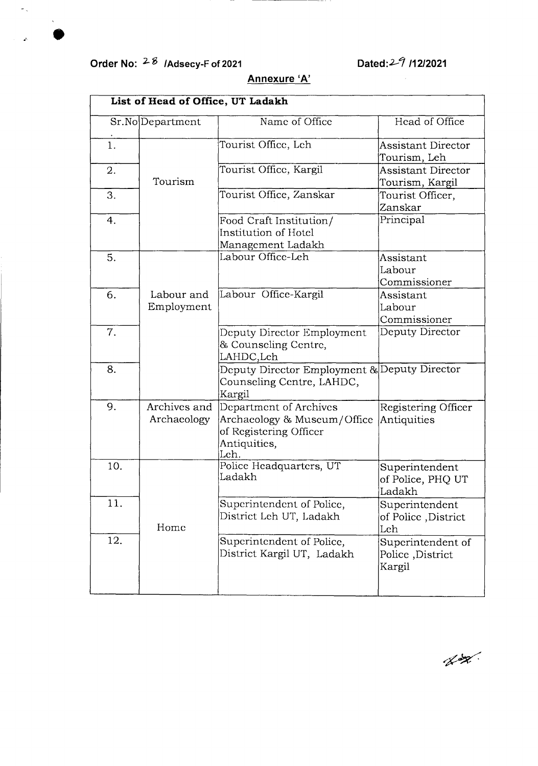**Order No: 28 /Adsecy-F of 2021** **Dated: 29 /12/2021**

**Annexure 'A'**

| List of Head of Office, UT Ladakh | | | |
|---|---|---|---|
| Sr.No. | Department | Name of Office | Head of Office |
| 1. | Tourism | Tourist Office, Leh | Assistant Director Tourism, Leh |
| 2. | | Tourist Office, Kargil | Assistant Director Tourism, Kargil |
| 3. | | Tourist Office, Zanskar | Tourist Officer, Zanskar |
| 4. | | Food Craft Institution/ Institution of Hotel Management Ladakh | Principal |
| 5. | Labour and Employment | Labour Office-Leh | Assistant Labour Commissioner |
| 6. | | Labour Office-Kargil | Assistant Labour Commissioner |
| 7. | | Deputy Director Employment & Counseling Centre, LAHDC,Leh | Deputy Director |
| 8. | | Deputy Director Employment & Counseling Centre, LAHDC, Kargil | Deputy Director |
| 9. | Archives and Archaeology | Department of Archives Archaeology & Museum/Office of Registering Officer Antiquities, Leh. | Registering Officer Antiquities |
| 10. | Home | Police Headquarters, UT Ladakh | Superintendent of Police, PHQ UT Ladakh |
| 11. | | Superintendent of Police, District Leh UT, Ladakh | Superintendent of Police ,District Leh |
| 12. | | Superintendent of Police, District Kargil UT, Ladakh | Superintendent of Police ,District Kargil |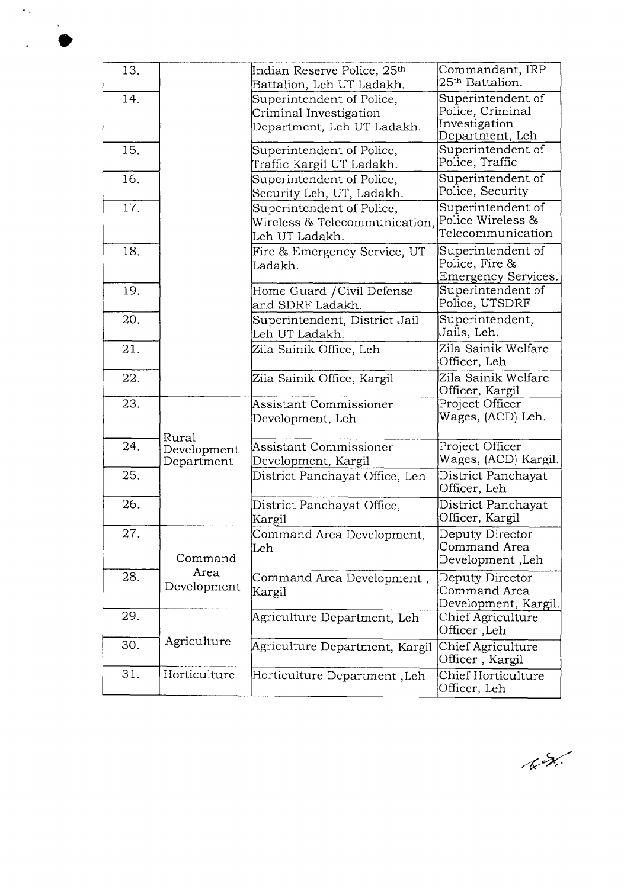| | | | |
|---|---|---|---|
| 13. | | Indian Reserve Police, 25th Battalion, Leh UT Ladakh. | Commandant, IRP 25th Battalion. |
| 14. | | Superintendent of Police, Criminal Investigation Department, Leh UT Ladakh. | Superintendent of Police, Criminal Investigation Department, Leh |
| 15. | | Superintendent of Police, Traffic Kargil UT Ladakh. | Superintendent of Police, Traffic |
| 16. | | Superintendent of Police, Security Leh, UT, Ladakh. | Superintendent of Police, Security |
| 17. | | Superintendent of Police, Wireless & Telecommunication, Leh UT Ladakh. | Superintendent of Police Wireless & Telecommunication |
| 18. | | Fire & Emergency Service, UT Ladakh. | Superintendent of Police, Fire & Emergency Services. |
| 19. | | Home Guard /Civil Defense and SDRF Ladakh. | Superintendent of Police, UTSDRF |
| 20. | | Superintendent, District Jail Leh UT Ladakh. | Superintendent, Jails, Leh. |
| 21. | | Zila Sainik Office, Leh | Zila Sainik Welfare Officer, Leh |
| 22. | | Zila Sainik Office, Kargil | Zila Sainik Welfare Officer, Kargil |
| 23. | Rural Development Department | Assistant Commissioner Development, Leh | Project Officer Wages, (ACD) Leh. |
| 24. | | Assistant Commissioner Development, Kargil | Project Officer Wages, (ACD) Kargil. |
| 25. | | District Panchayat Office, Leh | District Panchayat Officer, Leh |
| 26. | | District Panchayat Office, Kargil | District Panchayat Officer, Kargil |
| 27. | Command Area Development | Command Area Development, Leh | Deputy Director Command Area Development ,Leh |
| 28. | | Command Area Development , Kargil | Deputy Director Command Area Development, Kargil. |
| 29. | Agriculture | Agriculture Department, Leh | Chief Agriculture Officer ,Leh |
| 30. | | Agriculture Department, Kargil | Chief Agriculture Officer , Kargil |
| 31. | Horticulture | Horticulture Department ,Leh | Chief Horticulture Officer, Leh |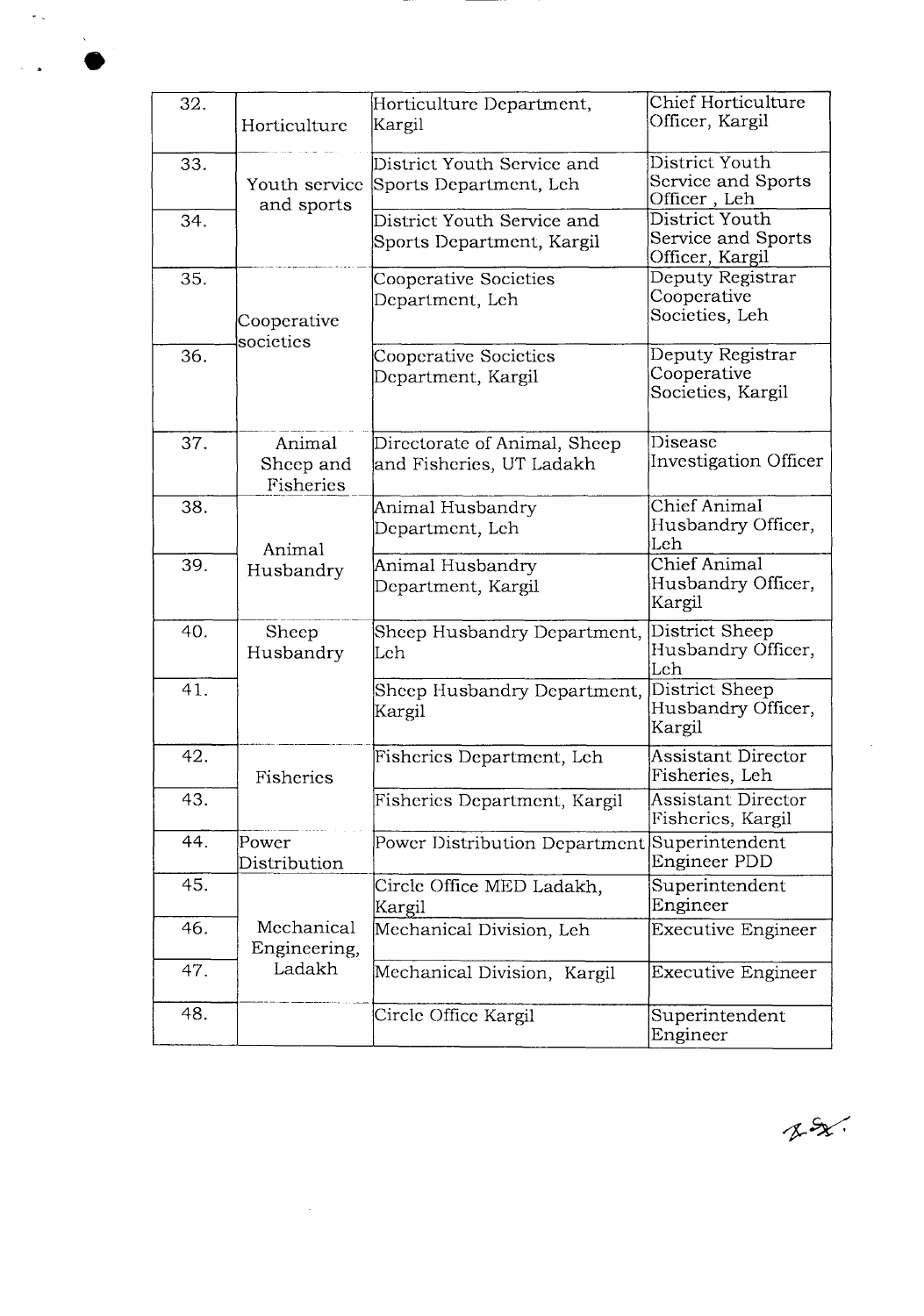| 32. | Horticulture | Horticulture Department, Kargil | Chief Horticulture Officer, Kargil |
|---|---|---|---|
| 33. | Youth service and sports | District Youth Service and Sports Department, Leh | District Youth Service and Sports Officer , Leh |
| 34. | | District Youth Service and Sports Department, Kargil | District Youth Service and Sports Officer, Kargil |
| 35. | Cooperative societies | Cooperative Societies Department, Leh | Deputy Registrar Cooperative Societies, Leh |
| 36. | | Cooperative Societies Department, Kargil | Deputy Registrar Cooperative Societies, Kargil |
| 37. | Animal Sheep and Fisheries | Directorate of Animal, Sheep and Fisheries, UT Ladakh | Disease Investigation Officer |
| 38. | Animal Husbandry | Animal Husbandry Department, Leh | Chief Animal Husbandry Officer, Leh |
| 39. | | Animal Husbandry Department, Kargil | Chief Animal Husbandry Officer, Kargil |
| 40. | Sheep Husbandry | Sheep Husbandry Department, Leh | District Sheep Husbandry Officer, Leh |
| 41. | | Sheep Husbandry Department, Kargil | District Sheep Husbandry Officer, Kargil |
| 42. | Fisheries | Fisheries Department, Leh | Assistant Director Fisheries, Leh |
| 43. | | Fisheries Department, Kargil | Assistant Director Fisheries, Kargil |
| 44. | Power Distribution | Power Distribution Department | Superintendent Engineer PDD |
| 45. | Mechanical Engineering, Ladakh | Circle Office MED Ladakh, Kargil | Superintendent Engineer |
| 46. | | Mechanical Division, Leh | Executive Engineer |
| 47. | | Mechanical Division, Kargil | Executive Engineer |
| 48. | | Circle Office Kargil | Superintendent Engineer |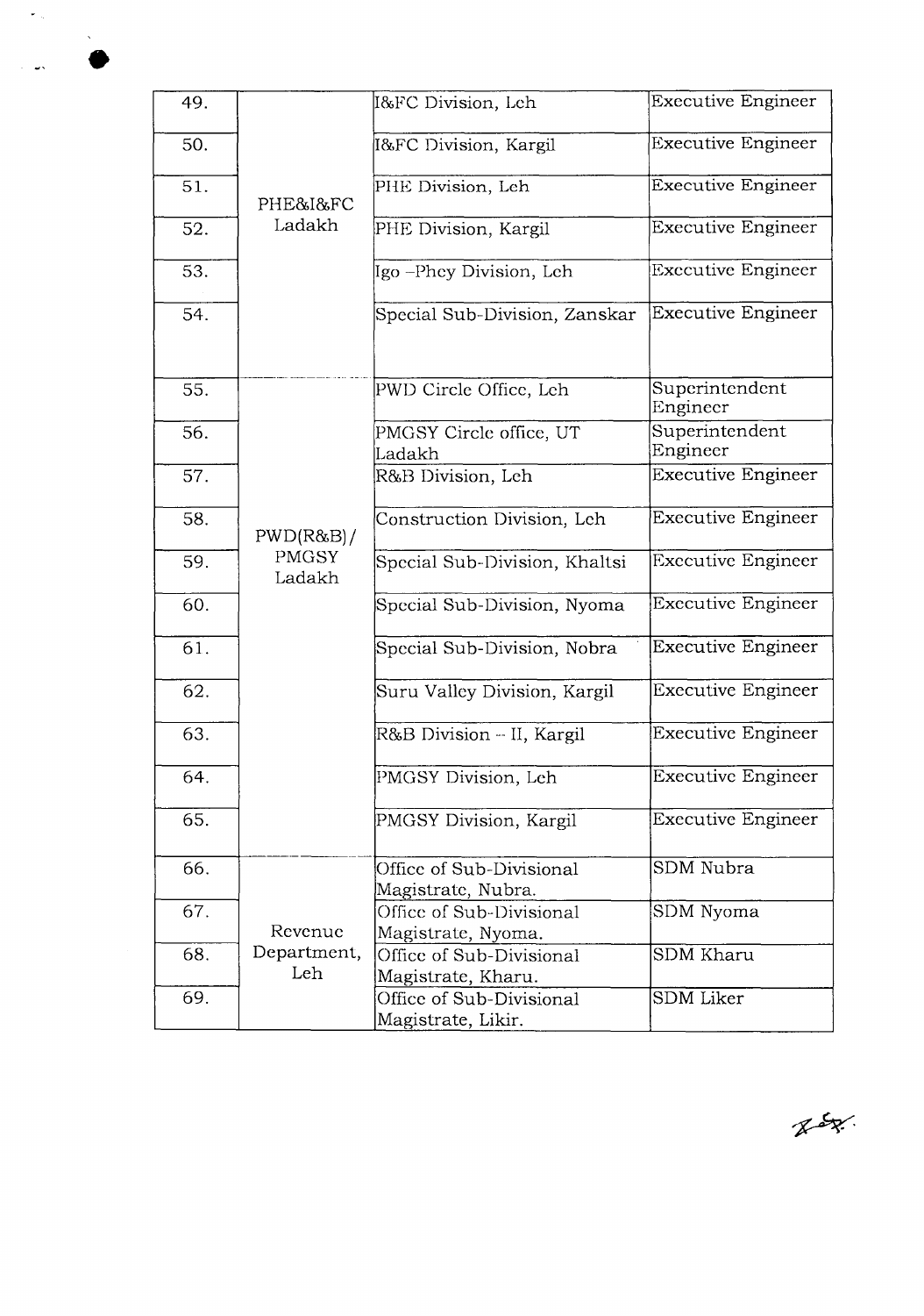| 49. | PHE&I&FC Ladakh | I&FC Division, Leh | Executive Engineer |
|---|---|---|---|
| 50. | | I&FC Division, Kargil | Executive Engineer |
| 51. | | PHE Division, Leh | Executive Engineer |
| 52. | | PHE Division, Kargil | Executive Engineer |
| 53. | | Igo –Phey Division, Leh | Executive Engineer |
| 54. | | Special Sub-Division, Zanskar | Executive Engineer |
| 55. | PWD(R&B)/ PMGSY Ladakh | PWD Circle Office, Leh | Superintendent Engineer |
| 56. | | PMGSY Circle office, UT Ladakh | Superintendent Engineer |
| 57. | | R&B Division, Leh | Executive Engineer |
| 58. | | Construction Division, Leh | Executive Engineer |
| 59. | | Special Sub-Division, Khaltsi | Executive Engineer |
| 60. | | Special Sub-Division, Nyoma | Executive Engineer |
| 61. | | Special Sub-Division, Nobra | Executive Engineer |
| 62. | | Suru Valley Division, Kargil | Executive Engineer |
| 63. | | R&B Division – II, Kargil | Executive Engineer |
| 64. | | PMGSY Division, Leh | Executive Engineer |
| 65. | | PMGSY Division, Kargil | Executive Engineer |
| 66. | Revenue Department, Leh | Office of Sub-Divisional Magistrate, Nubra. | SDM Nubra |
| 67. | | Office of Sub-Divisional Magistrate, Nyoma. | SDM Nyoma |
| 68. | | Office of Sub-Divisional Magistrate, Kharu. | SDM Kharu |
| 69. | | Office of Sub-Divisional Magistrate, Likir. | SDM Liker |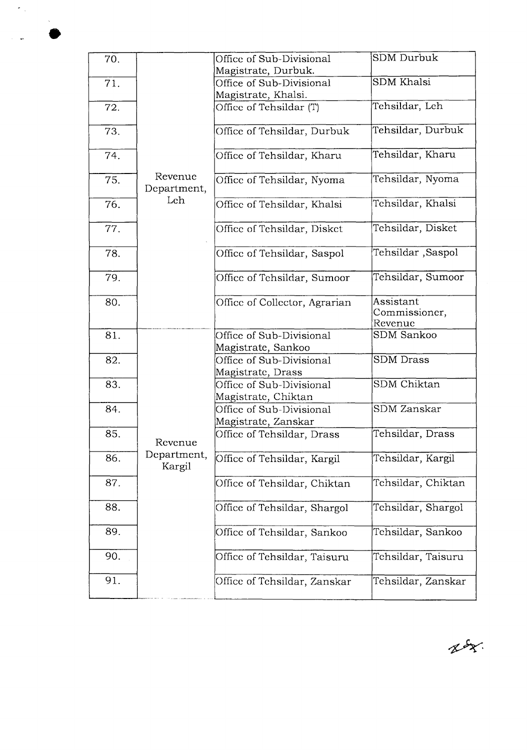| | | | |
|---|---|---|---|
| 70. | Revenue Department, Leh | Office of Sub-Divisional Magistrate, Durbuk. | SDM Durbuk |
| 71. | | Office of Sub-Divisional Magistrate, Khalsi. | SDM Khalsi |
| 72. | | Office of Tehsildar (T) | Tehsildar, Leh |
| 73. | | Office of Tehsildar, Durbuk | Tehsildar, Durbuk |
| 74. | | Office of Tehsildar, Kharu | Tehsildar, Kharu |
| 75. | | Office of Tehsildar, Nyoma | Tehsildar, Nyoma |
| 76. | | Office of Tehsildar, Khalsi | Tehsildar, Khalsi |
| 77. | | Office of Tehsildar, Disket | Tehsildar, Disket |
| 78. | | Office of Tehsildar, Saspol | Tehsildar ,Saspol |
| 79. | | Office of Tehsildar, Sumoor | Tehsildar, Sumoor |
| 80. | | Office of Collector, Agrarian | Assistant Commissioner, Revenue |
| 81. | Revenue Department, Kargil | Office of Sub-Divisional Magistrate, Sankoo | SDM Sankoo |
| 82. | | Office of Sub-Divisional Magistrate, Drass | SDM Drass |
| 83. | | Office of Sub-Divisional Magistrate, Chiktan | SDM Chiktan |
| 84. | | Office of Sub-Divisional Magistrate, Zanskar | SDM Zanskar |
| 85. | | Office of Tehsildar, Drass | Tehsildar, Drass |
| 86. | | Office of Tehsildar, Kargil | Tehsildar, Kargil |
| 87. | | Office of Tehsildar, Chiktan | Tehsildar, Chiktan |
| 88. | | Office of Tehsildar, Shargol | Tehsildar, Shargol |
| 89. | | Office of Tehsildar, Sankoo | Tehsildar, Sankoo |
| 90. | | Office of Tehsildar, Taisuru | Tehsildar, Taisuru |
| 91. | | Office of Tehsildar, Zanskar | Tehsildar, Zanskar |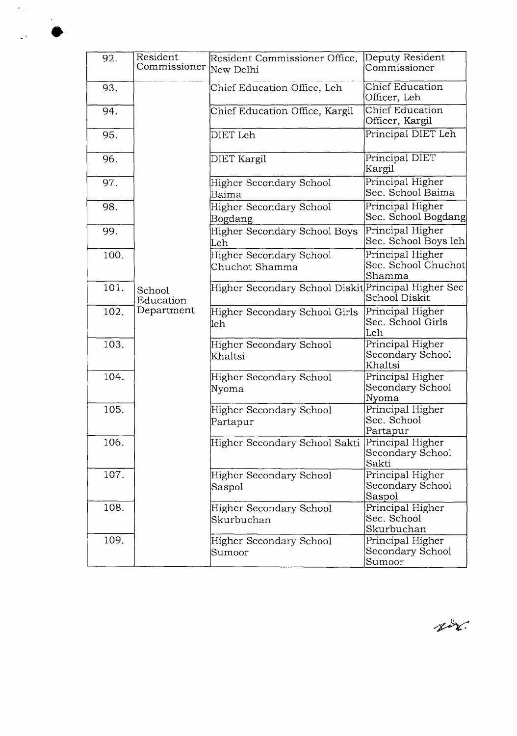| 92. | Resident Commissioner | Resident Commissioner Office, New Delhi | Deputy Resident Commissioner |
|---|---|---|---|
| 93. | School Education Department | Chief Education Office, Leh | Chief Education Officer, Leh |
| 94. | | Chief Education Office, Kargil | Chief Education Officer, Kargil |
| 95. | | DIET Leh | Principal DIET Leh |
| 96. | | DIET Kargil | Principal DIET Kargil |
| 97. | | Higher Secondary School Baima | Principal Higher Sec. School Baima |
| 98. | | Higher Secondary School Bogdang | Principal Higher Sec. School Bogdang |
| 99. | | Higher Secondary School Boys Leh | Principal Higher Sec. School Boys leh |
| 100. | | Higher Secondary School Chuchot Shamma | Principal Higher Sec. School Chuchot Shamma |
| 101. | | Higher Secondary School Diskit | Principal Higher Sec School Diskit |
| 102. | | Higher Secondary School Girls leh | Principal Higher Sec. School Girls Leh |
| 103. | | Higher Secondary School Khaltsi | Principal Higher Secondary School Khaltsi |
| 104. | | Higher Secondary School Nyoma | Principal Higher Secondary School Nyoma |
| 105. | | Higher Secondary School Partapur | Principal Higher Sec. School Partapur |
| 106. | | Higher Secondary School Sakti | Principal Higher Secondary School Sakti |
| 107. | | Higher Secondary School Saspol | Principal Higher Secondary School Saspol |
| 108. | | Higher Secondary School Skurbuchan | Principal Higher Sec. School Skurbuchan |
| 109. | | Higher Secondary School Sumoor | Principal Higher Secondary School Sumoor |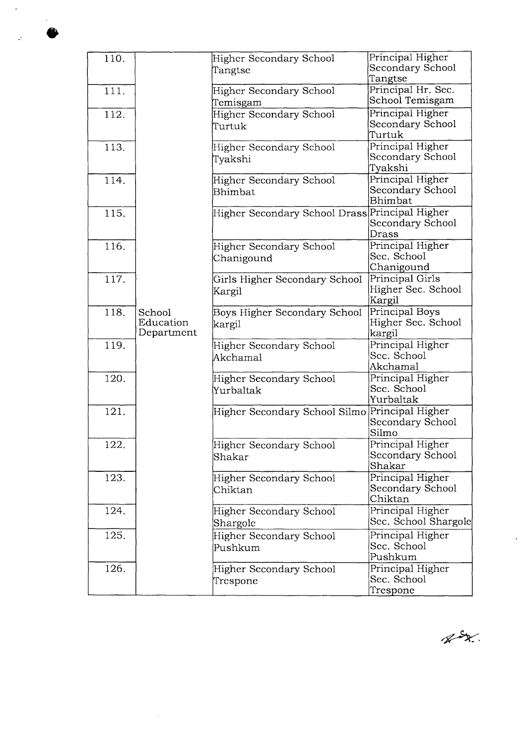| 110. | | Higher Secondary School Tangtse | Principal Higher Secondary School Tangtse |
|---|---|---|---|
| 111. | | Higher Secondary School Temisgam | Principal Hr. Sec. School Temisgam |
| 112. | | Higher Secondary School Turtuk | Principal Higher Secondary School Turtuk |
| 113. | | Higher Secondary School Tyakshi | Principal Higher Secondary School Tyakshi |
| 114. | | Higher Secondary School Bhimbat | Principal Higher Secondary School Bhimbat |
| 115. | | Higher Secondary School Drass | Principal Higher Secondary School Drass |
| 116. | | Higher Secondary School Chanigound | Principal Higher Sec. School Chanigound |
| 117. | | Girls Higher Secondary School Kargil | Principal Girls Higher Sec. School Kargil |
| 118. | School Education Department | Boys Higher Secondary School kargil | Principal Boys Higher Sec. School kargil |
| 119. | | Higher Secondary School Akchamal | Principal Higher Sec. School Akchamal |
| 120. | | Higher Secondary School Yurbaltak | Principal Higher Sec. School Yurbaltak |
| 121. | | Higher Secondary School Silmo | Principal Higher Secondary School Silmo |
| 122. | | Higher Secondary School Shakar | Principal Higher Secondary School Shakar |
| 123. | | Higher Secondary School Chiktan | Principal Higher Secondary School Chiktan |
| 124. | | Higher Secondary School Shargole | Principal Higher Sec. School Shargole |
| 125. | | Higher Secondary School Pushkum | Principal Higher Sec. School Pushkum |
| 126. | | Higher Secondary School Trespone | Principal Higher Sec. School Trespone |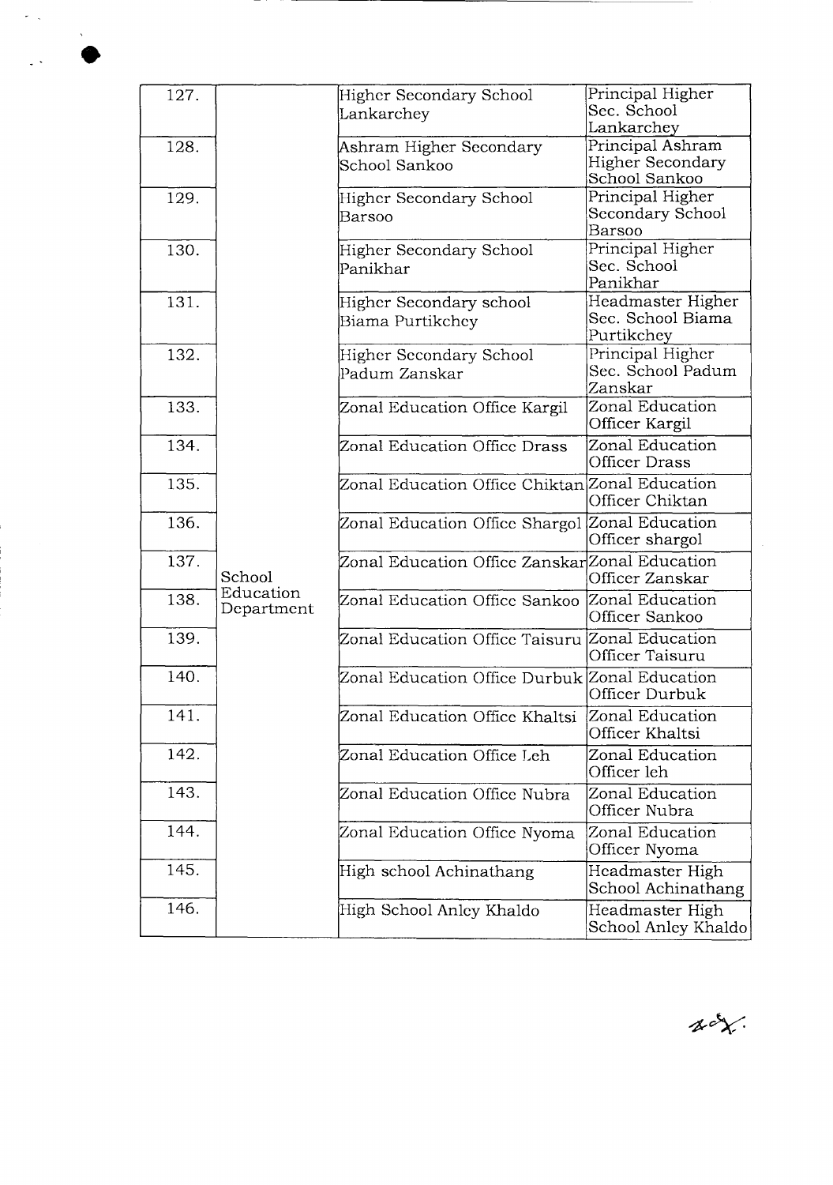| 127. | School Education Department | Higher Secondary School Lankarchey | Principal Higher Sec. School Lankarchey |
|---|---|---|---|
| 128. | | Ashram Higher Secondary School Sankoo | Principal Ashram Higher Secondary School Sankoo |
| 129. | | Higher Secondary School Barsoo | Principal Higher Secondary School Barsoo |
| 130. | | Higher Secondary School Panikhar | Principal Higher Sec. School Panikhar |
| 131. | | Higher Secondary school Biama Purtikchey | Headmaster Higher Sec. School Biama Purtikchey |
| 132. | | Higher Secondary School Padum Zanskar | Principal Higher Sec. School Padum Zanskar |
| 133. | | Zonal Education Office Kargil | Zonal Education Officer Kargil |
| 134. | | Zonal Education Office Drass | Zonal Education Officer Drass |
| 135. | | Zonal Education Office Chiktan | Zonal Education Officer Chiktan |
| 136. | | Zonal Education Office Shargol | Zonal Education Officer shargol |
| 137. | | Zonal Education Office Zanskar | Zonal Education Officer Zanskar |
| 138. | | Zonal Education Office Sankoo | Zonal Education Officer Sankoo |
| 139. | | Zonal Education Office Taisuru | Zonal Education Officer Taisuru |
| 140. | | Zonal Education Office Durbuk | Zonal Education Officer Durbuk |
| 141. | | Zonal Education Office Khaltsi | Zonal Education Officer Khaltsi |
| 142. | | Zonal Education Office Leh | Zonal Education Officer leh |
| 143. | | Zonal Education Office Nubra | Zonal Education Officer Nubra |
| 144. | | Zonal Education Office Nyoma | Zonal Education Officer Nyoma |
| 145. | | High school Achinathang | Headmaster High School Achinathang |
| 146. | | High School Anley Khaldo | Headmaster High School Anley Khaldo |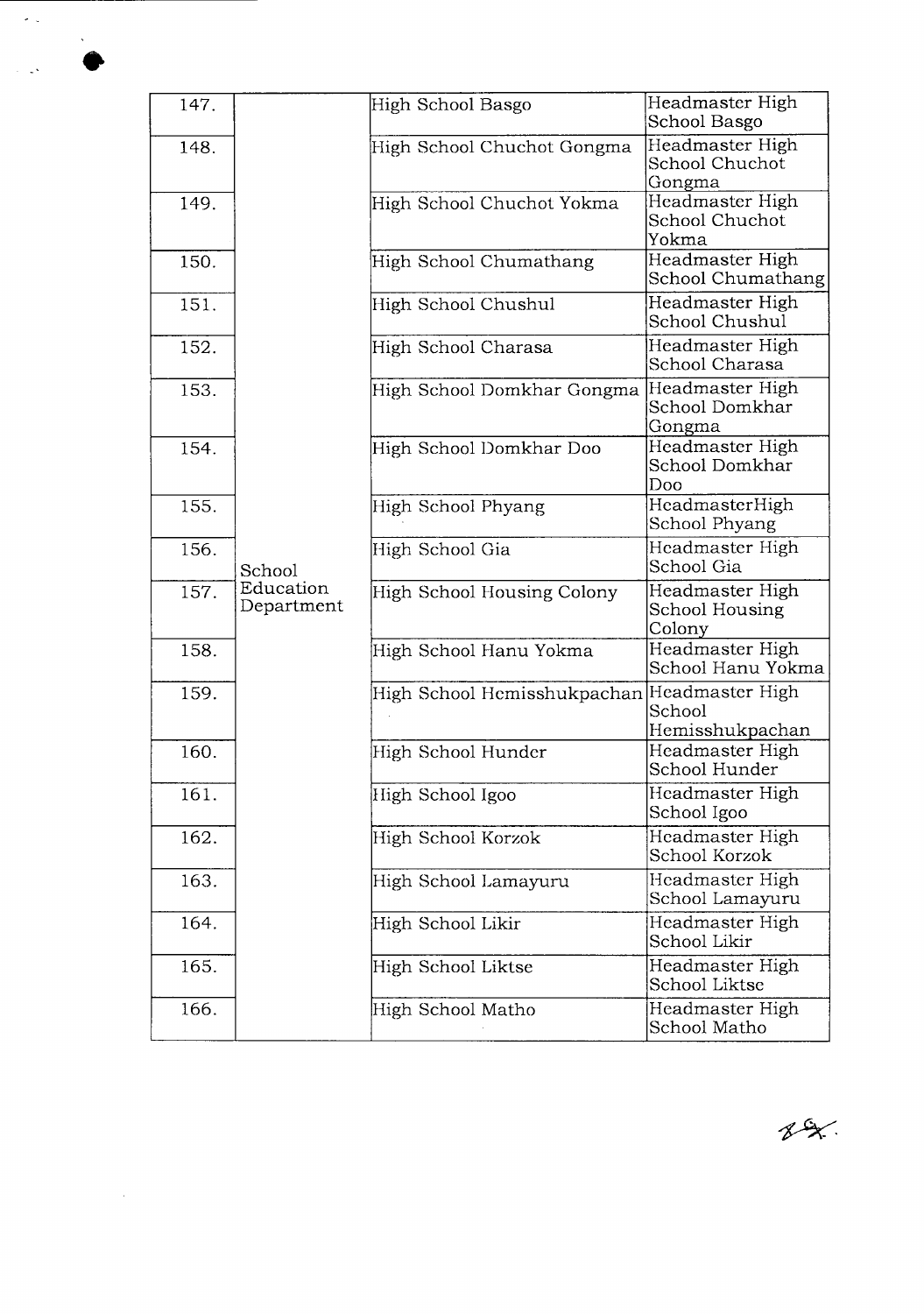| 147. | School Education Department | High School Basgo | Headmaster High School Basgo |
|---|---|---|---|
| 148. | | High School Chuchot Gongma | Headmaster High School Chuchot Gongma |
| 149. | | High School Chuchot Yokma | Headmaster High School Chuchot Yokma |
| 150. | | High School Chumathang | Headmaster High School Chumathang |
| 151. | | High School Chushul | Headmaster High School Chushul |
| 152. | | High School Charasa | Headmaster High School Charasa |
| 153. | | High School Domkhar Gongma | Headmaster High School Domkhar Gongma |
| 154. | | High School Domkhar Doo | Headmaster High School Domkhar Doo |
| 155. | | High School Phyang | HeadmasterHigh School Phyang |
| 156. | | High School Gia | Headmaster High School Gia |
| 157. | | High School Housing Colony | Headmaster High School Housing Colony |
| 158. | | High School Hanu Yokma | Headmaster High School Hanu Yokma |
| 159. | | High School Hemisshukpachan | Headmaster High School Hemisshukpachan |
| 160. | | High School Hunder | Headmaster High School Hunder |
| 161. | | High School Igoo | Headmaster High School Igoo |
| 162. | | High School Korzok | Headmaster High School Korzok |
| 163. | | High School Lamayuru | Headmaster High School Lamayuru |
| 164. | | High School Likir | Headmaster High School Likir |
| 165. | | High School Liktse | Headmaster High School Liktse |
| 166. | | High School Matho | Headmaster High School Matho |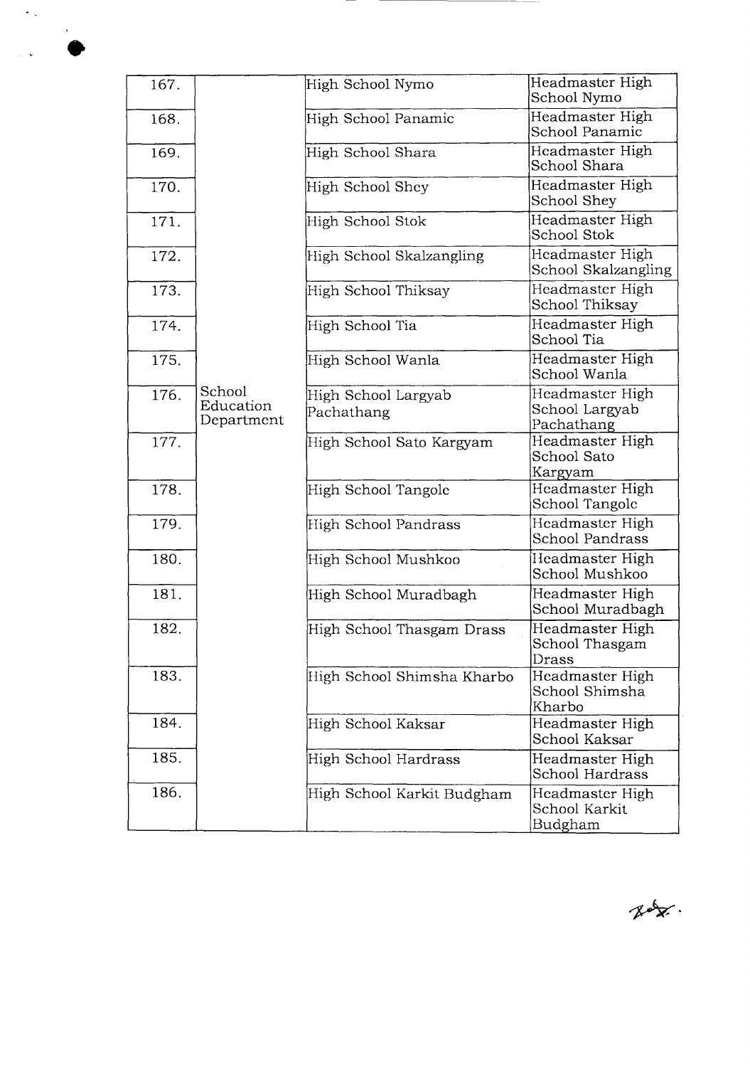| | | | |
|---|---|---|---|
| 167. | School Education Department | High School Nymo | Headmaster High School Nymo |
| 168. | | High School Panamic | Headmaster High School Panamic |
| 169. | | High School Shara | Headmaster High School Shara |
| 170. | | High School Shey | Headmaster High School Shey |
| 171. | | High School Stok | Headmaster High School Stok |
| 172. | | High School Skalzangling | Headmaster High School Skalzangling |
| 173. | | High School Thiksay | Headmaster High School Thiksay |
| 174. | | High School Tia | Headmaster High School Tia |
| 175. | | High School Wanla | Headmaster High School Wanla |
| 176. | | High School Largyab Pachathang | Headmaster High School Largyab Pachathang |
| 177. | | High School Sato Kargyam | Headmaster High School Sato Kargyam |
| 178. | | High School Tangole | Headmaster High School Tangole |
| 179. | | High School Pandrass | Headmaster High School Pandrass |
| 180. | | High School Mushkoo | Headmaster High School Mushkoo |
| 181. | | High School Muradbagh | Headmaster High School Muradbagh |
| 182. | | High School Thasgam Drass | Headmaster High School Thasgam Drass |
| 183. | | High School Shimsha Kharbo | Headmaster High School Shimsha Kharbo |
| 184. | | High School Kaksar | Headmaster High School Kaksar |
| 185. | | High School Hardrass | Headmaster High School Hardrass |
| 186. | | High School Karkit Budgham | Headmaster High School Karkit Budgham |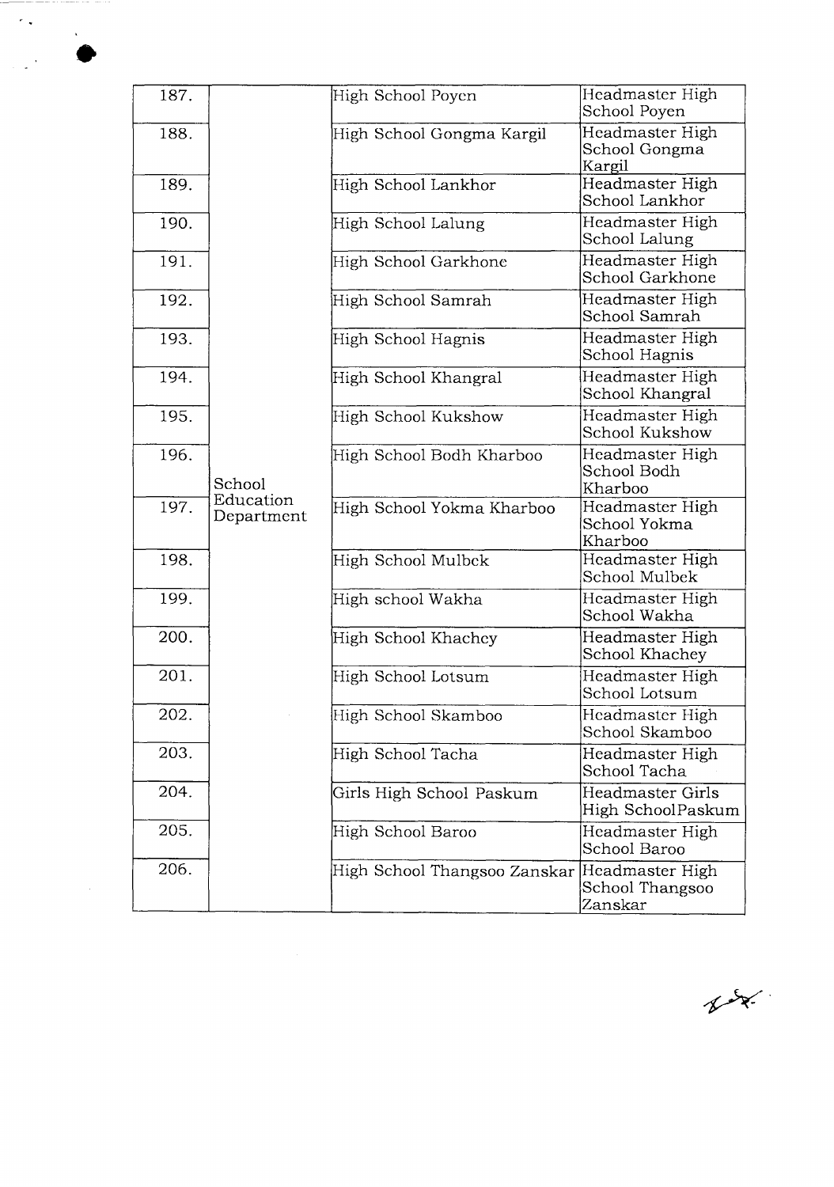| 187. | School Education Department | High School Poyen | Headmaster High School Poyen |
|---|---|---|---|
| 188. | | High School Gongma Kargil | Headmaster High School Gongma Kargil |
| 189. | | High School Lankhor | Headmaster High School Lankhor |
| 190. | | High School Lalung | Headmaster High School Lalung |
| 191. | | High School Garkhone | Headmaster High School Garkhone |
| 192. | | High School Samrah | Headmaster High School Samrah |
| 193. | | High School Hagnis | Headmaster High School Hagnis |
| 194. | | High School Khangral | Headmaster High School Khangral |
| 195. | | High School Kukshow | Headmaster High School Kukshow |
| 196. | | High School Bodh Kharboo | Headmaster High School Bodh Kharboo |
| 197. | | High School Yokma Kharboo | Headmaster High School Yokma Kharboo |
| 198. | | High School Mulbek | Headmaster High School Mulbek |
| 199. | | High school Wakha | Headmaster High School Wakha |
| 200. | | High School Khachey | Headmaster High School Khachey |
| 201. | | High School Lotsum | Headmaster High School Lotsum |
| 202. | | High School Skamboo | Headmaster High School Skamboo |
| 203. | | High School Tacha | Headmaster High School Tacha |
| 204. | | Girls High School Paskum | Headmaster Girls High SchoolPaskum |
| 205. | | High School Baroo | Headmaster High School Baroo |
| 206. | | High School Thangsoo Zanskar | Headmaster High School Thangsoo Zanskar |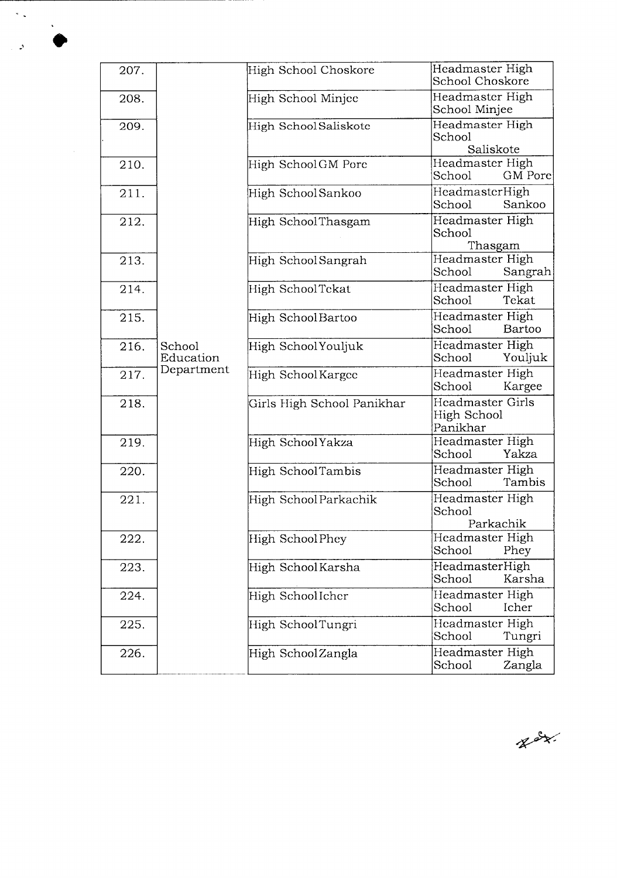| 207. | School Education Department | High School Choskore | Headmaster High School Choskore |
|---|---|---|---|
| 208. | | High School Minjee | Headmaster High School Minjee |
| 209. | | High School Saliskote | Headmaster High School Saliskote |
| 210. | | High School GM Pore | Headmaster High School GM Pore |
| 211. | | High School Sankoo | Headmaster High School Sankoo |
| 212. | | High School Thasgam | Headmaster High School Thasgam |
| 213. | | High School Sangrah | Headmaster High School Sangrah |
| 214. | | High School Tekat | Headmaster High School Tekat |
| 215. | | High School Bartoo | Headmaster High School Bartoo |
| 216. | | High School Youljuk | Headmaster High School Youljuk |
| 217. | | High School Kargee | Headmaster High School Kargee |
| 218. | | Girls High School Panikhar | Headmaster Girls High School Panikhar |
| 219. | | High School Yakza | Headmaster High School Yakza |
| 220. | | High School Tambis | Headmaster High School Tambis |
| 221. | | High School Parkachik | Headmaster High School Parkachik |
| 222. | | High School Phey | Headmaster High School Phey |
| 223. | | High School Karsha | Headmaster High School Karsha |
| 224. | | High School Icher | Headmaster High School Icher |
| 225. | | High School Tungri | Headmaster High School Tungri |
| 226. | | High School Zangla | Headmaster High School Zangla |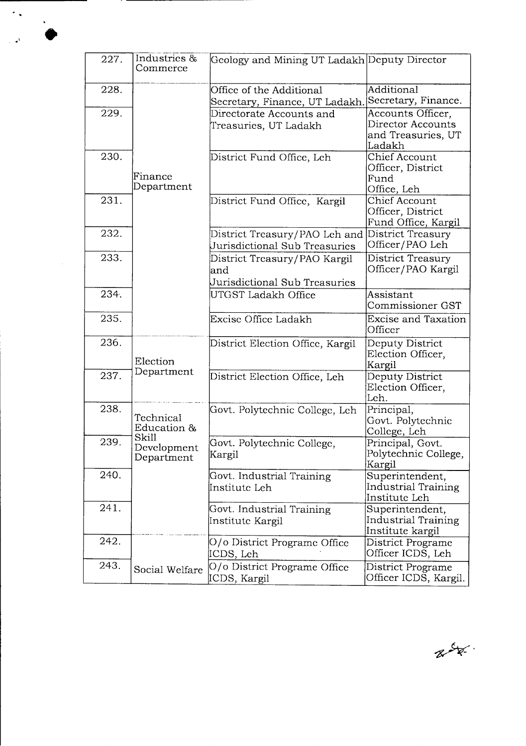| | | | |
|---|---|---|---|
| 227. | Industries & Commerce | Geology and Mining UT Ladakh | Deputy Director |
| 228. | Finance Department | Office of the Additional Secretary, Finance, UT Ladakh. | Additional Secretary, Finance. |
| 229. | | Directorate Accounts and Treasuries, UT Ladakh | Accounts Officer, Director Accounts and Treasuries, UT Ladakh |
| 230. | | District Fund Office, Leh | Chief Account Officer, District Fund Office, Leh |
| 231. | | District Fund Office, Kargil | Chief Account Officer, District Fund Office, Kargil |
| 232. | | District Treasury/PAO Leh and Jurisdictional Sub Treasuries | District Treasury Officer/PAO Leh |
| 233. | | District Treasury/PAO Kargil and Jurisdictional Sub Treasuries | District Treasury Officer/PAO Kargil |
| 234. | | UTGST Ladakh Office | Assistant Commissioner GST |
| 235. | | Excise Office Ladakh | Excise and Taxation Officer |
| 236. | Election Department | District Election Office, Kargil | Deputy District Election Officer, Kargil |
| 237. | | District Election Office, Leh | Deputy District Election Officer, Leh. |
| 238. | Technical Education & Skill Development Department | Govt. Polytechnic College, Leh | Principal, Govt. Polytechnic College, Leh |
| 239. | | Govt. Polytechnic College, Kargil | Principal, Govt. Polytechnic College, Kargil |
| 240. | | Govt. Industrial Training Institute Leh | Superintendent, Industrial Training Institute Leh |
| 241. | | Govt. Industrial Training Institute Kargil | Superintendent, Industrial Training Institute kargil |
| 242. | Social Welfare | O/o District Programe Office ICDS, Leh | District Programe Officer ICDS, Leh |
| 243. | | O/o District Programe Office ICDS, Kargil | District Programe Officer ICDS, Kargil. |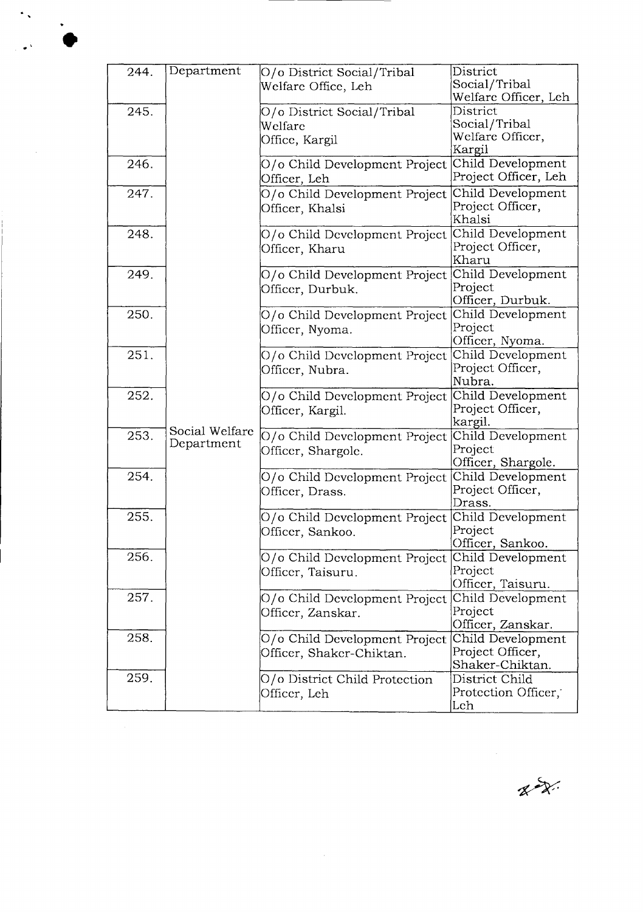| 244. | Department | O/o District Social/Tribal Welfare Office, Leh | District Social/Tribal Welfare Officer, Leh |
|---|---|---|---|
| 245. | | O/o District Social/Tribal Welfare Office, Kargil | District Social/Tribal Welfare Officer, Kargil |
| 246. | | O/o Child Development Project Officer, Leh | Child Development Project Officer, Leh |
| 247. | | O/o Child Development Project Officer, Khalsi | Child Development Project Officer, Khalsi |
| 248. | | O/o Child Development Project Officer, Kharu | Child Development Project Officer, Kharu |
| 249. | | O/o Child Development Project Officer, Durbuk. | Child Development Project Officer, Durbuk. |
| 250. | | O/o Child Development Project Officer, Nyoma. | Child Development Project Officer, Nyoma. |
| 251. | | O/o Child Development Project Officer, Nubra. | Child Development Project Officer, Nubra. |
| 252. | | O/o Child Development Project Officer, Kargil. | Child Development Project Officer, kargil. |
| 253. | Social Welfare Department | O/o Child Development Project Officer, Shargole. | Child Development Project Officer, Shargole. |
| 254. | | O/o Child Development Project Officer, Drass. | Child Development Project Officer, Drass. |
| 255. | | O/o Child Development Project Officer, Sankoo. | Child Development Project Officer, Sankoo. |
| 256. | | O/o Child Development Project Officer, Taisuru. | Child Development Project Officer, Taisuru. |
| 257. | | O/o Child Development Project Officer, Zanskar. | Child Development Project Officer, Zanskar. |
| 258. | | O/o Child Development Project Officer, Shaker-Chiktan. | Child Development Project Officer, Shaker-Chiktan. |
| 259. | | O/o District Child Protection Officer, Leh | District Child Protection Officer, Leh |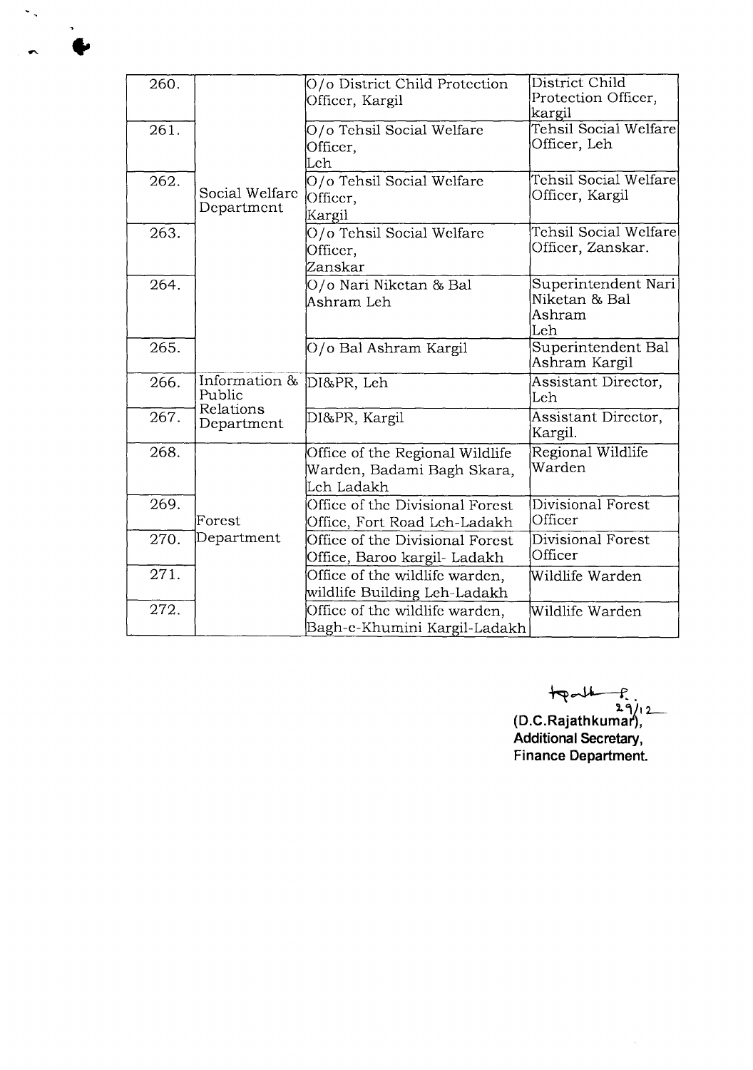| | | | |
|---|---|---|---|
| 260. | Social Welfare Department | O/o District Child Protection Officer, Kargil | District Child Protection Officer, kargil |
| 261. | | O/o Tehsil Social Welfare Officer, Leh | Tehsil Social Welfare Officer, Leh |
| 262. | | O/o Tehsil Social Welfare Officer, Kargil | Tehsil Social Welfare Officer, Kargil |
| 263. | | O/o Tehsil Social Welfare Officer, Zanskar | Tehsil Social Welfare Officer, Zanskar. |
| 264. | | O/o Nari Niketan & Bal Ashram Leh | Superintendent Nari Niketan & Bal Ashram Leh |
| 265. | | O/o Bal Ashram Kargil | Superintendent Bal Ashram Kargil |
| 266. | Information & Public Relations Department | DI&PR, Leh | Assistant Director, Leh |
| 267. | | DI&PR, Kargil | Assistant Director, Kargil. |
| 268. | Forest Department | Office of the Regional Wildlife Warden, Badami Bagh Skara, Leh Ladakh | Regional Wildlife Warden |
| 269. | | Office of the Divisional Forest Office, Fort Road Leh-Ladakh | Divisional Forest Officer |
| 270. | | Office of the Divisional Forest Office, Baroo kargil- Ladakh | Divisional Forest Officer |
| 271. | | Office of the wildlife warden, wildlife Building Leh-Ladakh | Wildlife Warden |
| 272. | | Office of the wildlife warden, Bagh-e-Khumini Kargil-Ladakh | Wildlife Warden |

29/12

**(D.C.Rajathkumar),**
**Additional Secretary,**
**Finance Department.**